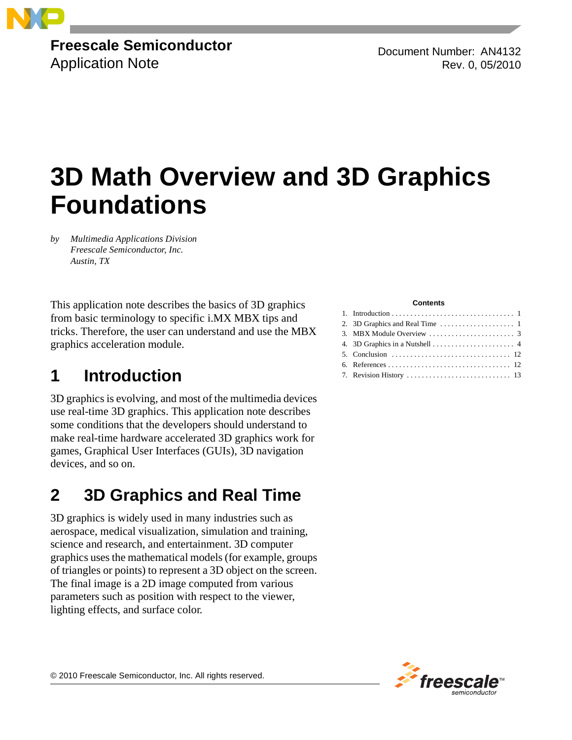**Freescale Semiconductor**
Application Note

Document Number: AN4132
Rev. 0, 05/2010

# 3D Math Overview and 3D Graphics Foundations

*by Multimedia Applications Division*
*Freescale Semiconductor, Inc.*
*Austin, TX*

This application note describes the basics of 3D graphics from basic terminology to specific i.MX MBX tips and tricks. Therefore, the user can understand and use the MBX graphics acceleration module.

**Contents**

1. Introduction . . . . . . . . . . . . . . . . . . . . . . . . . . . . . . . . 1
2. 3D Graphics and Real Time . . . . . . . . . . . . . . . . . . . . 1
3. MBX Module Overview . . . . . . . . . . . . . . . . . . . . . . . 3
4. 3D Graphics in a Nutshell . . . . . . . . . . . . . . . . . . . . . . 4
5. Conclusion . . . . . . . . . . . . . . . . . . . . . . . . . . . . . . . 12
6. References . . . . . . . . . . . . . . . . . . . . . . . . . . . . . . . 12
7. Revision History . . . . . . . . . . . . . . . . . . . . . . . . . . . 13

## 1 Introduction

3D graphics is evolving, and most of the multimedia devices use real-time 3D graphics. This application note describes some conditions that the developers should understand to make real-time hardware accelerated 3D graphics work for games, Graphical User Interfaces (GUIs), 3D navigation devices, and so on.

## 2 3D Graphics and Real Time

3D graphics is widely used in many industries such as aerospace, medical visualization, simulation and training, science and research, and entertainment. 3D computer graphics uses the mathematical models (for example, groups of triangles or points) to represent a 3D object on the screen. The final image is a 2D image computed from various parameters such as position with respect to the viewer, lighting effects, and surface color.

© 2010 Freescale Semiconductor, Inc. All rights reserved.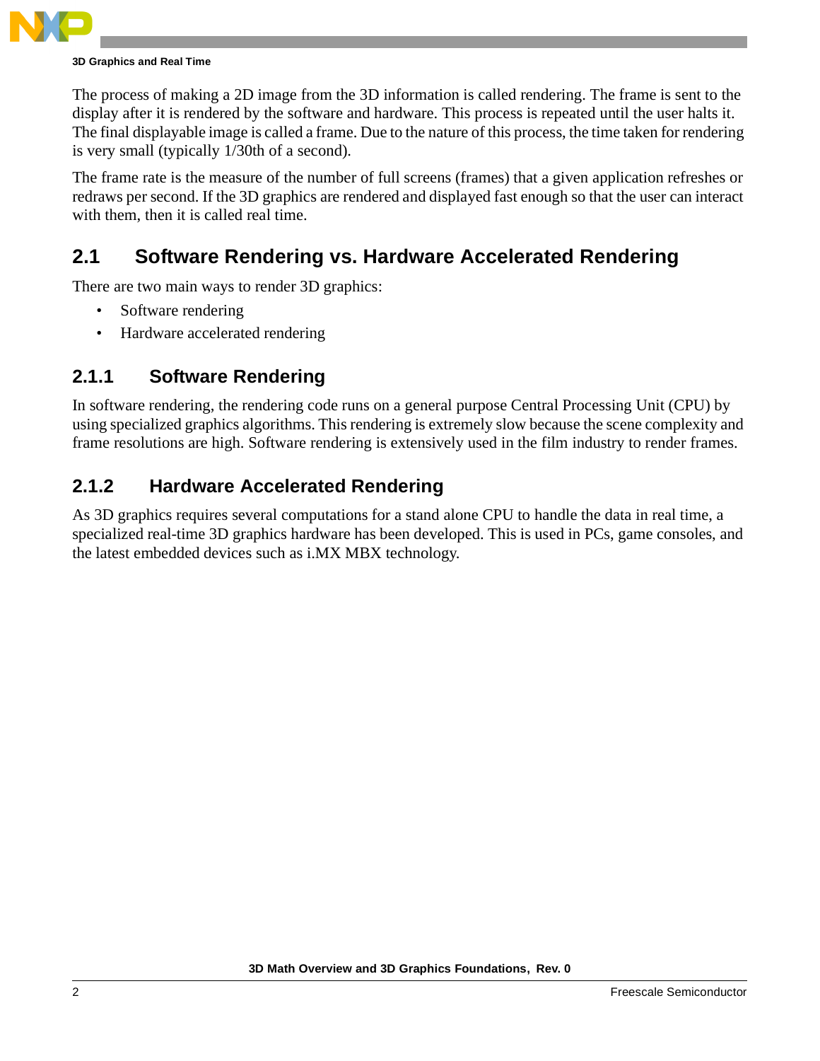The process of making a 2D image from the 3D information is called rendering. The frame is sent to the display after it is rendered by the software and hardware. This process is repeated until the user halts it. The final displayable image is called a frame. Due to the nature of this process, the time taken for rendering is very small (typically 1/30th of a second).

The frame rate is the measure of the number of full screens (frames) that a given application refreshes or redraws per second. If the 3D graphics are rendered and displayed fast enough so that the user can interact with them, then it is called real time.

## 2.1 Software Rendering vs. Hardware Accelerated Rendering

There are two main ways to render 3D graphics:

- Software rendering
- Hardware accelerated rendering

### 2.1.1 Software Rendering

In software rendering, the rendering code runs on a general purpose Central Processing Unit (CPU) by using specialized graphics algorithms. This rendering is extremely slow because the scene complexity and frame resolutions are high. Software rendering is extensively used in the film industry to render frames.

### 2.1.2 Hardware Accelerated Rendering

As 3D graphics requires several computations for a stand alone CPU to handle the data in real time, a specialized real-time 3D graphics hardware has been developed. This is used in PCs, game consoles, and the latest embedded devices such as i.MX MBX technology.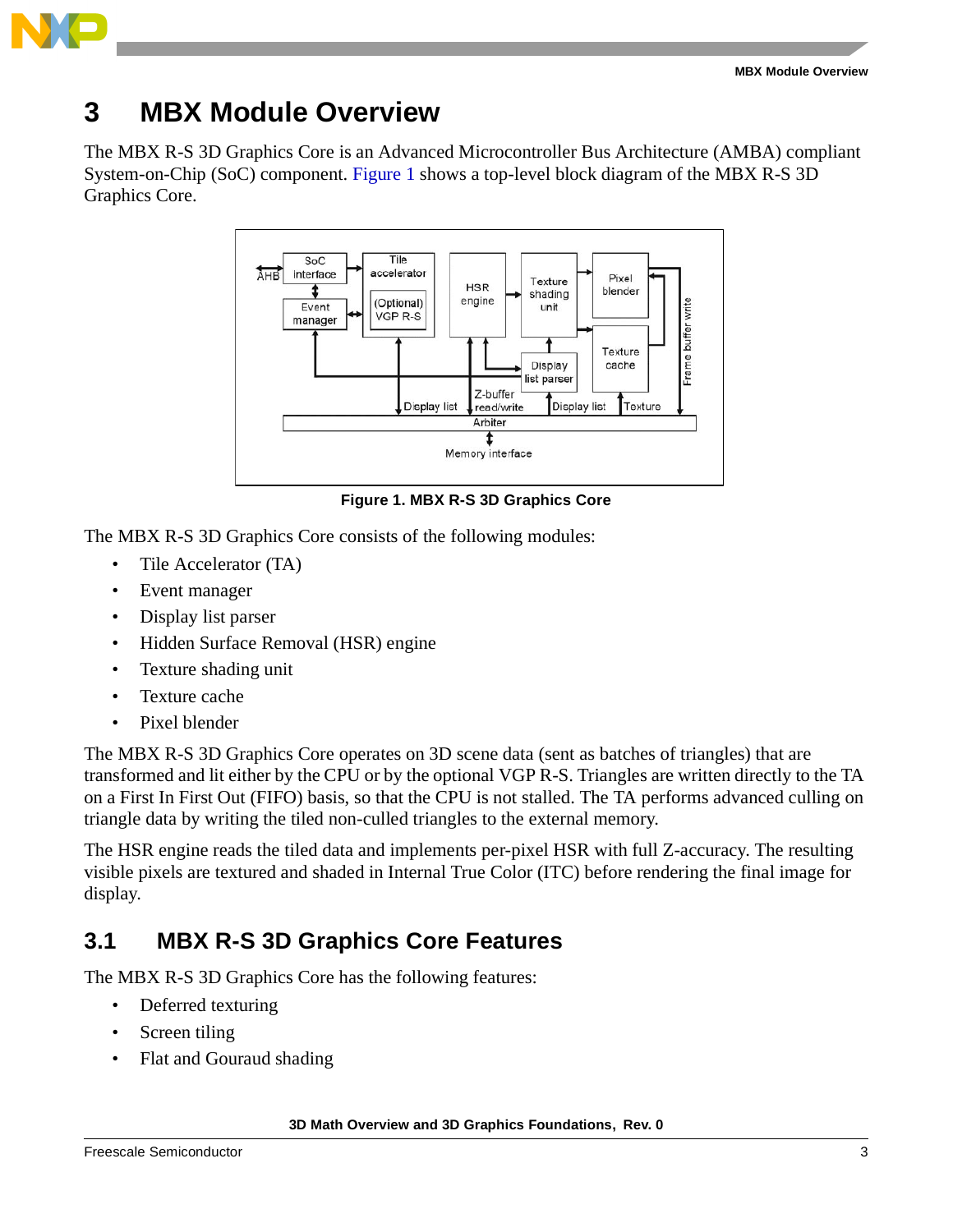# 3 MBX Module Overview

The MBX R-S 3D Graphics Core is an Advanced Microcontroller Bus Architecture (AMBA) compliant System-on-Chip (SoC) component. Figure 1 shows a top-level block diagram of the MBX R-S 3D Graphics Core.

Figure 1. MBX R-S 3D Graphics Core

The MBX R-S 3D Graphics Core consists of the following modules:

- Tile Accelerator (TA)
- Event manager
- Display list parser
- Hidden Surface Removal (HSR) engine
- Texture shading unit
- Texture cache
- Pixel blender

The MBX R-S 3D Graphics Core operates on 3D scene data (sent as batches of triangles) that are transformed and lit either by the CPU or by the optional VGP R-S. Triangles are written directly to the TA on a First In First Out (FIFO) basis, so that the CPU is not stalled. The TA performs advanced culling on triangle data by writing the tiled non-culled triangles to the external memory.

The HSR engine reads the tiled data and implements per-pixel HSR with full Z-accuracy. The resulting visible pixels are textured and shaded in Internal True Color (ITC) before rendering the final image for display.

## 3.1 MBX R-S 3D Graphics Core Features

The MBX R-S 3D Graphics Core has the following features:

- Deferred texturing
- Screen tiling
- Flat and Gouraud shading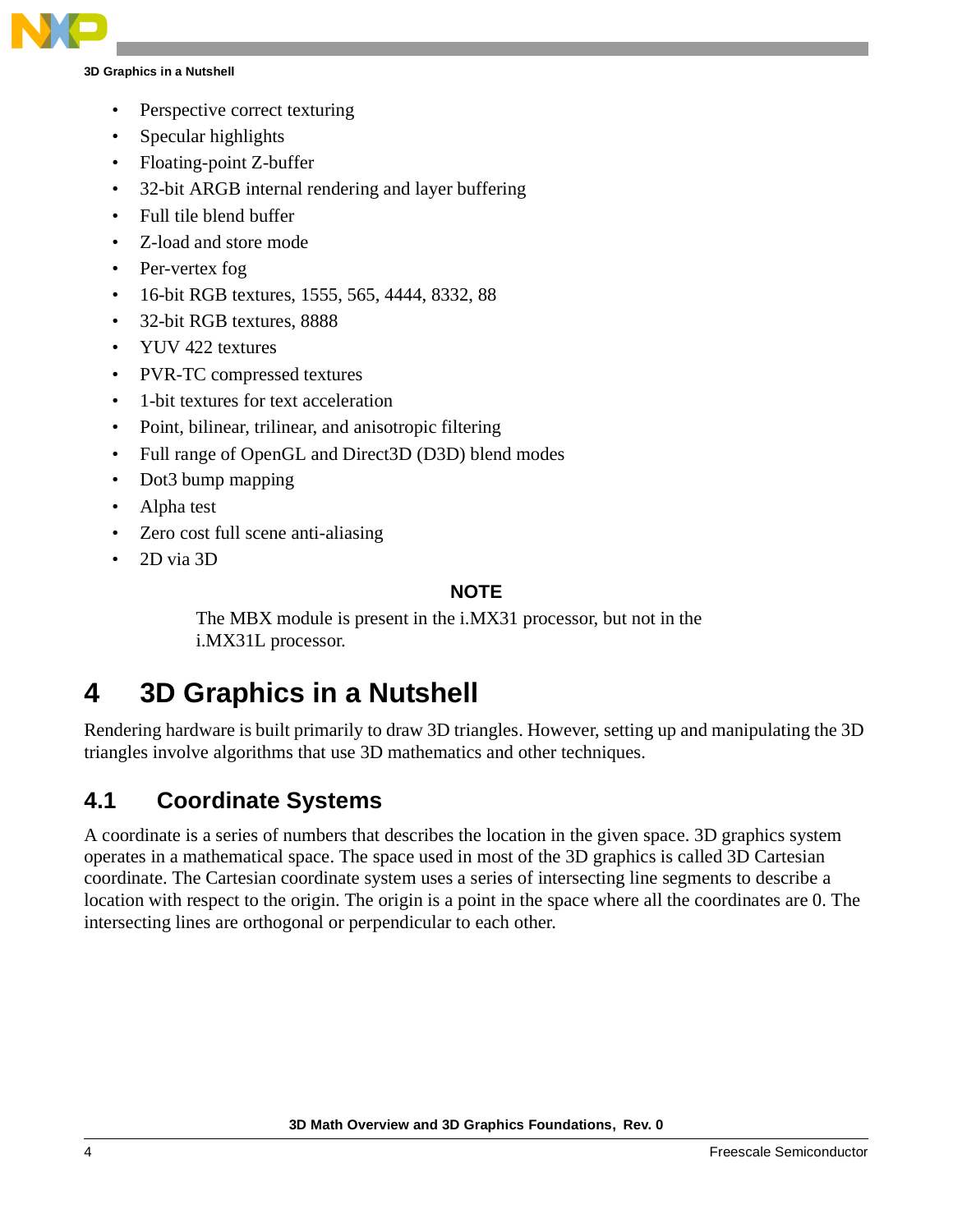- Perspective correct texturing
- Specular highlights
- Floating-point Z-buffer
- 32-bit ARGB internal rendering and layer buffering
- Full tile blend buffer
- Z-load and store mode
- Per-vertex fog
- 16-bit RGB textures, 1555, 565, 4444, 8332, 88
- 32-bit RGB textures, 8888
- YUV 422 textures
- PVR-TC compressed textures
- 1-bit textures for text acceleration
- Point, bilinear, trilinear, and anisotropic filtering
- Full range of OpenGL and Direct3D (D3D) blend modes
- Dot3 bump mapping
- Alpha test
- Zero cost full scene anti-aliasing
- 2D via 3D

**NOTE**

The MBX module is present in the i.MX31 processor, but not in the i.MX31L processor.

# 4 3D Graphics in a Nutshell

Rendering hardware is built primarily to draw 3D triangles. However, setting up and manipulating the 3D triangles involve algorithms that use 3D mathematics and other techniques.

## 4.1 Coordinate Systems

A coordinate is a series of numbers that describes the location in the given space. 3D graphics system operates in a mathematical space. The space used in most of the 3D graphics is called 3D Cartesian coordinate. The Cartesian coordinate system uses a series of intersecting line segments to describe a location with respect to the origin. The origin is a point in the space where all the coordinates are 0. The intersecting lines are orthogonal or perpendicular to each other.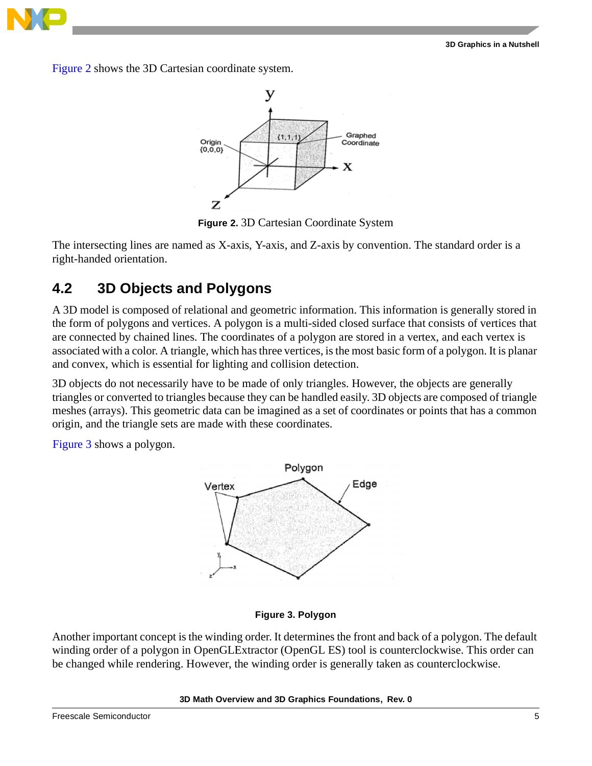Figure 2 shows the 3D Cartesian coordinate system.

**Figure 2.** 3D Cartesian Coordinate System

The intersecting lines are named as X-axis, Y-axis, and Z-axis by convention. The standard order is a right-handed orientation.

## 4.2 3D Objects and Polygons

A 3D model is composed of relational and geometric information. This information is generally stored in the form of polygons and vertices. A polygon is a multi-sided closed surface that consists of vertices that are connected by chained lines. The coordinates of a polygon are stored in a vertex, and each vertex is associated with a color. A triangle, which has three vertices, is the most basic form of a polygon. It is planar and convex, which is essential for lighting and collision detection.

3D objects do not necessarily have to be made of only triangles. However, the objects are generally triangles or converted to triangles because they can be handled easily. 3D objects are composed of triangle meshes (arrays). This geometric data can be imagined as a set of coordinates or points that has a common origin, and the triangle sets are made with these coordinates.

Figure 3 shows a polygon.

**Figure 3. Polygon**

Another important concept is the winding order. It determines the front and back of a polygon. The default winding order of a polygon in OpenGLExtractor (OpenGL ES) tool is counterclockwise. This order can be changed while rendering. However, the winding order is generally taken as counterclockwise.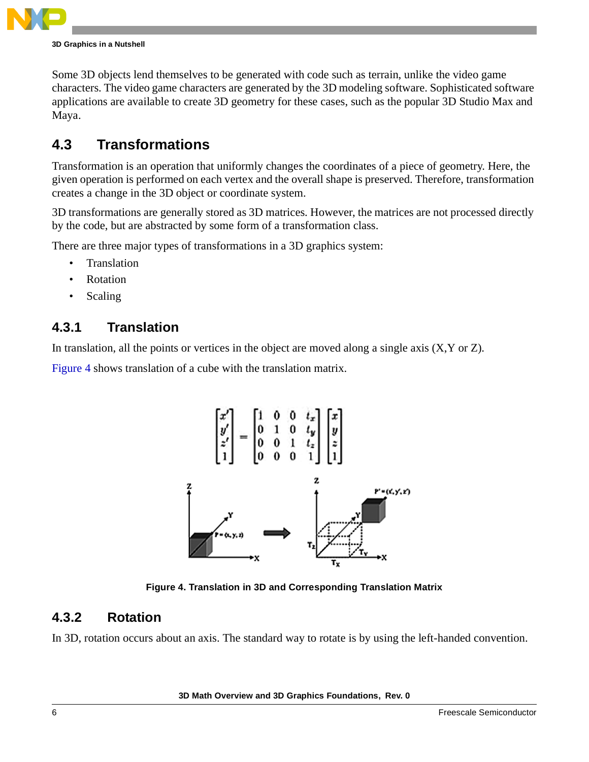Some 3D objects lend themselves to be generated with code such as terrain, unlike the video game characters. The video game characters are generated by the 3D modeling software. Sophisticated software applications are available to create 3D geometry for these cases, such as the popular 3D Studio Max and Maya.

## 4.3 Transformations

Transformation is an operation that uniformly changes the coordinates of a piece of geometry. Here, the given operation is performed on each vertex and the overall shape is preserved. Therefore, transformation creates a change in the 3D object or coordinate system.

3D transformations are generally stored as 3D matrices. However, the matrices are not processed directly by the code, but are abstracted by some form of a transformation class.

There are three major types of transformations in a 3D graphics system:

- Translation
- Rotation
- Scaling

### 4.3.1 Translation

In translation, all the points or vertices in the object are moved along a single axis (X,Y or Z).

Figure 4 shows translation of a cube with the translation matrix.

$$\begin{bmatrix} x' \\ y' \\ z' \\ 1 \end{bmatrix} = \begin{bmatrix} 1 & 0 & 0 & t_x \\ 0 & 1 & 0 & t_y \\ 0 & 0 & 1 & t_z \\ 0 & 0 & 0 & 1 \end{bmatrix} \begin{bmatrix} x \\ y \\ z \\ 1 \end{bmatrix}$$

**Figure 4. Translation in 3D and Corresponding Translation Matrix**

### 4.3.2 Rotation

In 3D, rotation occurs about an axis. The standard way to rotate is by using the left-handed convention.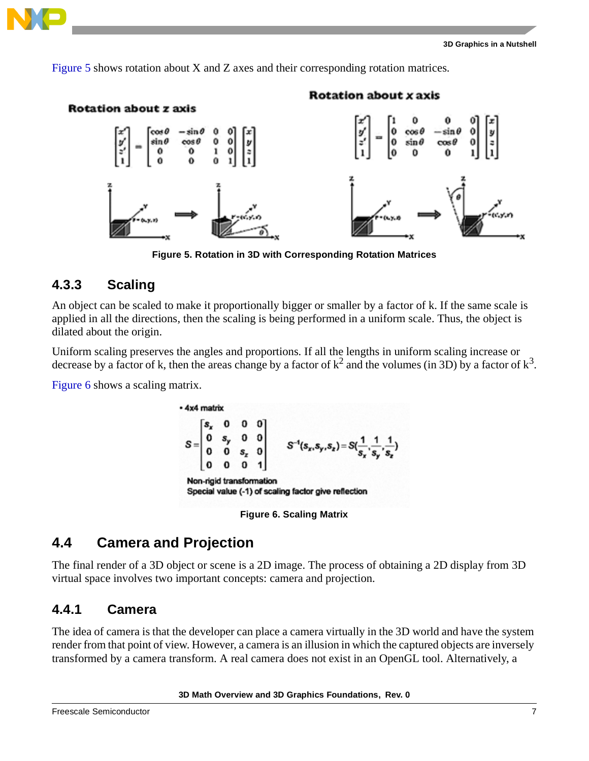Figure 5 shows rotation about X and Z axes and their corresponding rotation matrices.

**Rotation about z axis**

$$\begin{bmatrix} x' \\ y' \\ z' \\ 1 \end{bmatrix} = \begin{bmatrix} \cos\theta & -\sin\theta & 0 & 0 \\ \sin\theta & \cos\theta & 0 & 0 \\ 0 & 0 & 1 & 0 \\ 0 & 0 & 0 & 1 \end{bmatrix} \begin{bmatrix} x \\ y \\ z \\ 1 \end{bmatrix}$$

**Rotation about x axis**

$$\begin{bmatrix} x' \\ y' \\ z' \\ 1 \end{bmatrix} = \begin{bmatrix} 1 & 0 & 0 & 0 \\ 0 & \cos\theta & -\sin\theta & 0 \\ 0 & \sin\theta & \cos\theta & 0 \\ 0 & 0 & 0 & 1 \end{bmatrix} \begin{bmatrix} x \\ y \\ z \\ 1 \end{bmatrix}$$

**Figure 5. Rotation in 3D with Corresponding Rotation Matrices**

### 4.3.3 Scaling

An object can be scaled to make it proportionally bigger or smaller by a factor of k. If the same scale is applied in all the directions, then the scaling is being performed in a uniform scale. Thus, the object is dilated about the origin.

Uniform scaling preserves the angles and proportions. If all the lengths in uniform scaling increase or decrease by a factor of k, then the areas change by a factor of $k^2$ and the volumes (in 3D) by a factor of $k^3$.

Figure 6 shows a scaling matrix.

- 4x4 matrix

$$S = \begin{bmatrix} s_x & 0 & 0 & 0 \\ 0 & s_y & 0 & 0 \\ 0 & 0 & s_z & 0 \\ 0 & 0 & 0 & 1 \end{bmatrix} \qquad S^{-1}(s_x, s_y, s_z) = S\left(\frac{1}{s_x}, \frac{1}{s_y}, \frac{1}{s_z}\right)$$

Non-rigid transformation
Special value (-1) of scaling factor give reflection

**Figure 6. Scaling Matrix**

## 4.4 Camera and Projection

The final render of a 3D object or scene is a 2D image. The process of obtaining a 2D display from 3D virtual space involves two important concepts: camera and projection.

### 4.4.1 Camera

The idea of camera is that the developer can place a camera virtually in the 3D world and have the system render from that point of view. However, a camera is an illusion in which the captured objects are inversely transformed by a camera transform. A real camera does not exist in an OpenGL tool. Alternatively, a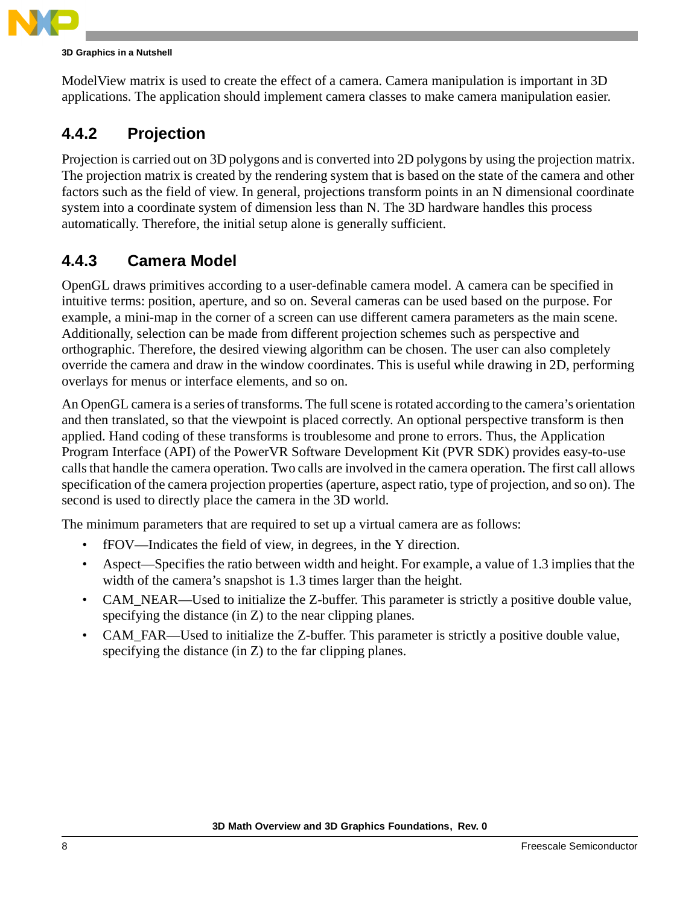ModelView matrix is used to create the effect of a camera. Camera manipulation is important in 3D applications. The application should implement camera classes to make camera manipulation easier.

### 4.4.2 Projection

Projection is carried out on 3D polygons and is converted into 2D polygons by using the projection matrix. The projection matrix is created by the rendering system that is based on the state of the camera and other factors such as the field of view. In general, projections transform points in an N dimensional coordinate system into a coordinate system of dimension less than N. The 3D hardware handles this process automatically. Therefore, the initial setup alone is generally sufficient.

### 4.4.3 Camera Model

OpenGL draws primitives according to a user-definable camera model. A camera can be specified in intuitive terms: position, aperture, and so on. Several cameras can be used based on the purpose. For example, a mini-map in the corner of a screen can use different camera parameters as the main scene. Additionally, selection can be made from different projection schemes such as perspective and orthographic. Therefore, the desired viewing algorithm can be chosen. The user can also completely override the camera and draw in the window coordinates. This is useful while drawing in 2D, performing overlays for menus or interface elements, and so on.

An OpenGL camera is a series of transforms. The full scene is rotated according to the camera's orientation and then translated, so that the viewpoint is placed correctly. An optional perspective transform is then applied. Hand coding of these transforms is troublesome and prone to errors. Thus, the Application Program Interface (API) of the PowerVR Software Development Kit (PVR SDK) provides easy-to-use calls that handle the camera operation. Two calls are involved in the camera operation. The first call allows specification of the camera projection properties (aperture, aspect ratio, type of projection, and so on). The second is used to directly place the camera in the 3D world.

The minimum parameters that are required to set up a virtual camera are as follows:

- fFOV—Indicates the field of view, in degrees, in the Y direction.
- Aspect—Specifies the ratio between width and height. For example, a value of 1.3 implies that the width of the camera's snapshot is 1.3 times larger than the height.
- CAM_NEAR—Used to initialize the Z-buffer. This parameter is strictly a positive double value, specifying the distance (in Z) to the near clipping planes.
- CAM_FAR—Used to initialize the Z-buffer. This parameter is strictly a positive double value, specifying the distance (in Z) to the far clipping planes.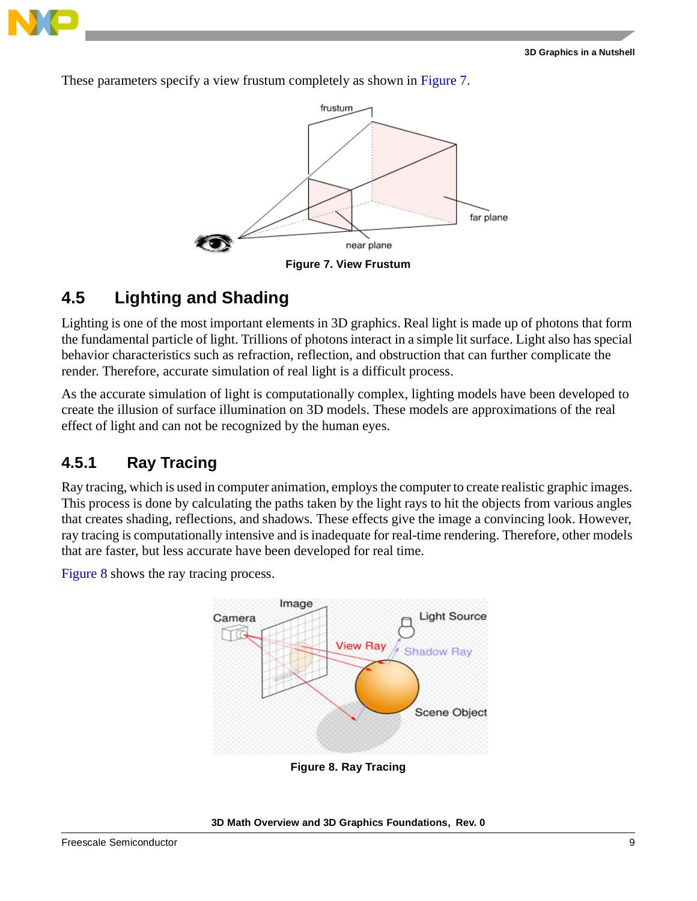These parameters specify a view frustum completely as shown in Figure 7.

Figure 7. View Frustum

## 4.5 Lighting and Shading

Lighting is one of the most important elements in 3D graphics. Real light is made up of photons that form the fundamental particle of light. Trillions of photons interact in a simple lit surface. Light also has special behavior characteristics such as refraction, reflection, and obstruction that can further complicate the render. Therefore, accurate simulation of real light is a difficult process.

As the accurate simulation of light is computationally complex, lighting models have been developed to create the illusion of surface illumination on 3D models. These models are approximations of the real effect of light and can not be recognized by the human eyes.

### 4.5.1 Ray Tracing

Ray tracing, which is used in computer animation, employs the computer to create realistic graphic images. This process is done by calculating the paths taken by the light rays to hit the objects from various angles that creates shading, reflections, and shadows. These effects give the image a convincing look. However, ray tracing is computationally intensive and is inadequate for real-time rendering. Therefore, other models that are faster, but less accurate have been developed for real time.

Figure 8 shows the ray tracing process.

Figure 8. Ray Tracing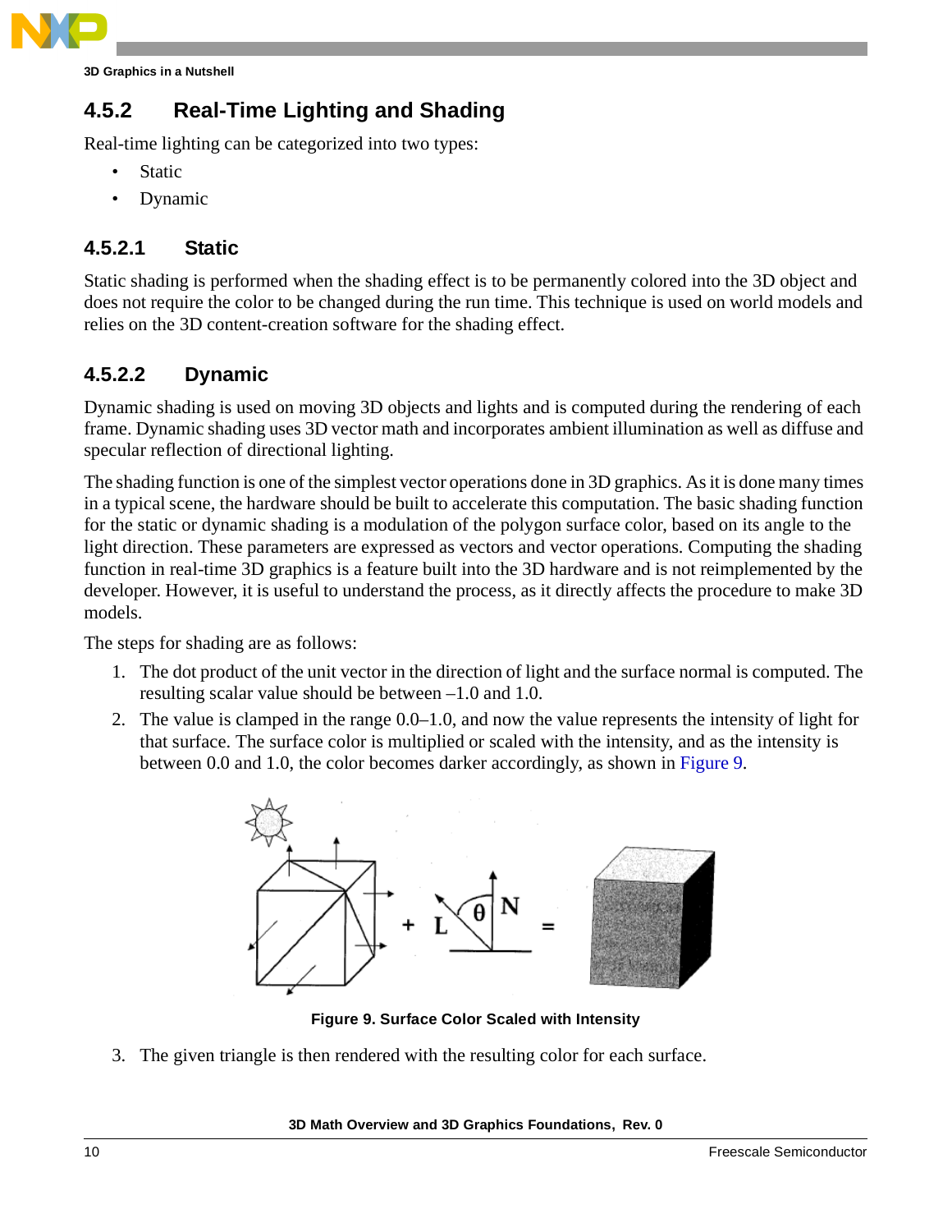### 4.5.2 Real-Time Lighting and Shading

Real-time lighting can be categorized into two types:

- Static
- Dynamic

#### 4.5.2.1 Static

Static shading is performed when the shading effect is to be permanently colored into the 3D object and does not require the color to be changed during the run time. This technique is used on world models and relies on the 3D content-creation software for the shading effect.

#### 4.5.2.2 Dynamic

Dynamic shading is used on moving 3D objects and lights and is computed during the rendering of each frame. Dynamic shading uses 3D vector math and incorporates ambient illumination as well as diffuse and specular reflection of directional lighting.

The shading function is one of the simplest vector operations done in 3D graphics. As it is done many times in a typical scene, the hardware should be built to accelerate this computation. The basic shading function for the static or dynamic shading is a modulation of the polygon surface color, based on its angle to the light direction. These parameters are expressed as vectors and vector operations. Computing the shading function in real-time 3D graphics is a feature built into the 3D hardware and is not reimplemented by the developer. However, it is useful to understand the process, as it directly affects the procedure to make 3D models.

The steps for shading are as follows:

1. The dot product of the unit vector in the direction of light and the surface normal is computed. The resulting scalar value should be between –1.0 and 1.0.
2. The value is clamped in the range 0.0–1.0, and now the value represents the intensity of light for that surface. The surface color is multiplied or scaled with the intensity, and as the intensity is between 0.0 and 1.0, the color becomes darker accordingly, as shown in Figure 9.

**Figure 9. Surface Color Scaled with Intensity**

3. The given triangle is then rendered with the resulting color for each surface.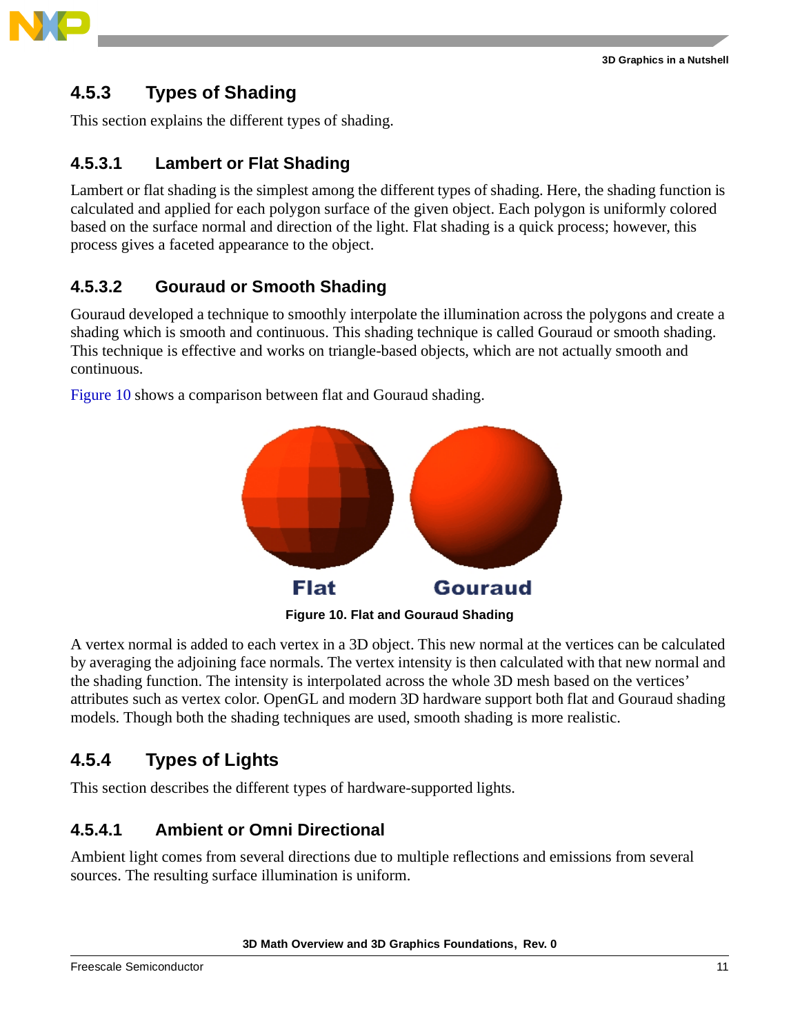### 4.5.3 Types of Shading

This section explains the different types of shading.

#### 4.5.3.1 Lambert or Flat Shading

Lambert or flat shading is the simplest among the different types of shading. Here, the shading function is calculated and applied for each polygon surface of the given object. Each polygon is uniformly colored based on the surface normal and direction of the light. Flat shading is a quick process; however, this process gives a faceted appearance to the object.

#### 4.5.3.2 Gouraud or Smooth Shading

Gouraud developed a technique to smoothly interpolate the illumination across the polygons and create a shading which is smooth and continuous. This shading technique is called Gouraud or smooth shading. This technique is effective and works on triangle-based objects, which are not actually smooth and continuous.

Figure 10 shows a comparison between flat and Gouraud shading.

**Figure 10. Flat and Gouraud Shading**

A vertex normal is added to each vertex in a 3D object. This new normal at the vertices can be calculated by averaging the adjoining face normals. The vertex intensity is then calculated with that new normal and the shading function. The intensity is interpolated across the whole 3D mesh based on the vertices' attributes such as vertex color. OpenGL and modern 3D hardware support both flat and Gouraud shading models. Though both the shading techniques are used, smooth shading is more realistic.

### 4.5.4 Types of Lights

This section describes the different types of hardware-supported lights.

#### 4.5.4.1 Ambient or Omni Directional

Ambient light comes from several directions due to multiple reflections and emissions from several sources. The resulting surface illumination is uniform.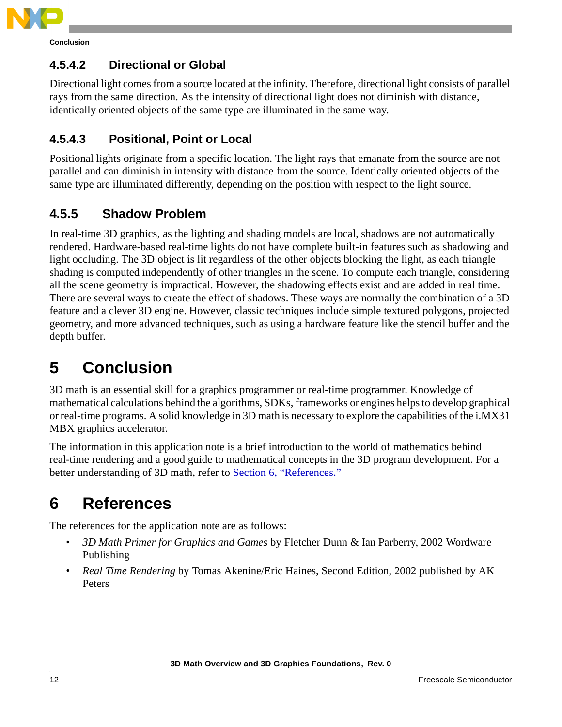#### 4.5.4.2 Directional or Global

Directional light comes from a source located at the infinity. Therefore, directional light consists of parallel rays from the same direction. As the intensity of directional light does not diminish with distance, identically oriented objects of the same type are illuminated in the same way.

#### 4.5.4.3 Positional, Point or Local

Positional lights originate from a specific location. The light rays that emanate from the source are not parallel and can diminish in intensity with distance from the source. Identically oriented objects of the same type are illuminated differently, depending on the position with respect to the light source.

### 4.5.5 Shadow Problem

In real-time 3D graphics, as the lighting and shading models are local, shadows are not automatically rendered. Hardware-based real-time lights do not have complete built-in features such as shadowing and light occluding. The 3D object is lit regardless of the other objects blocking the light, as each triangle shading is computed independently of other triangles in the scene. To compute each triangle, considering all the scene geometry is impractical. However, the shadowing effects exist and are added in real time. There are several ways to create the effect of shadows. These ways are normally the combination of a 3D feature and a clever 3D engine. However, classic techniques include simple textured polygons, projected geometry, and more advanced techniques, such as using a hardware feature like the stencil buffer and the depth buffer.

# 5 Conclusion

3D math is an essential skill for a graphics programmer or real-time programmer. Knowledge of mathematical calculations behind the algorithms, SDKs, frameworks or engines helps to develop graphical or real-time programs. A solid knowledge in 3D math is necessary to explore the capabilities of the i.MX31 MBX graphics accelerator.

The information in this application note is a brief introduction to the world of mathematics behind real-time rendering and a good guide to mathematical concepts in the 3D program development. For a better understanding of 3D math, refer to Section 6, "References."

# 6 References

The references for the application note are as follows:

- *3D Math Primer for Graphics and Games* by Fletcher Dunn & Ian Parberry, 2002 Wordware Publishing
- *Real Time Rendering* by Tomas Akenine/Eric Haines, Second Edition, 2002 published by AK Peters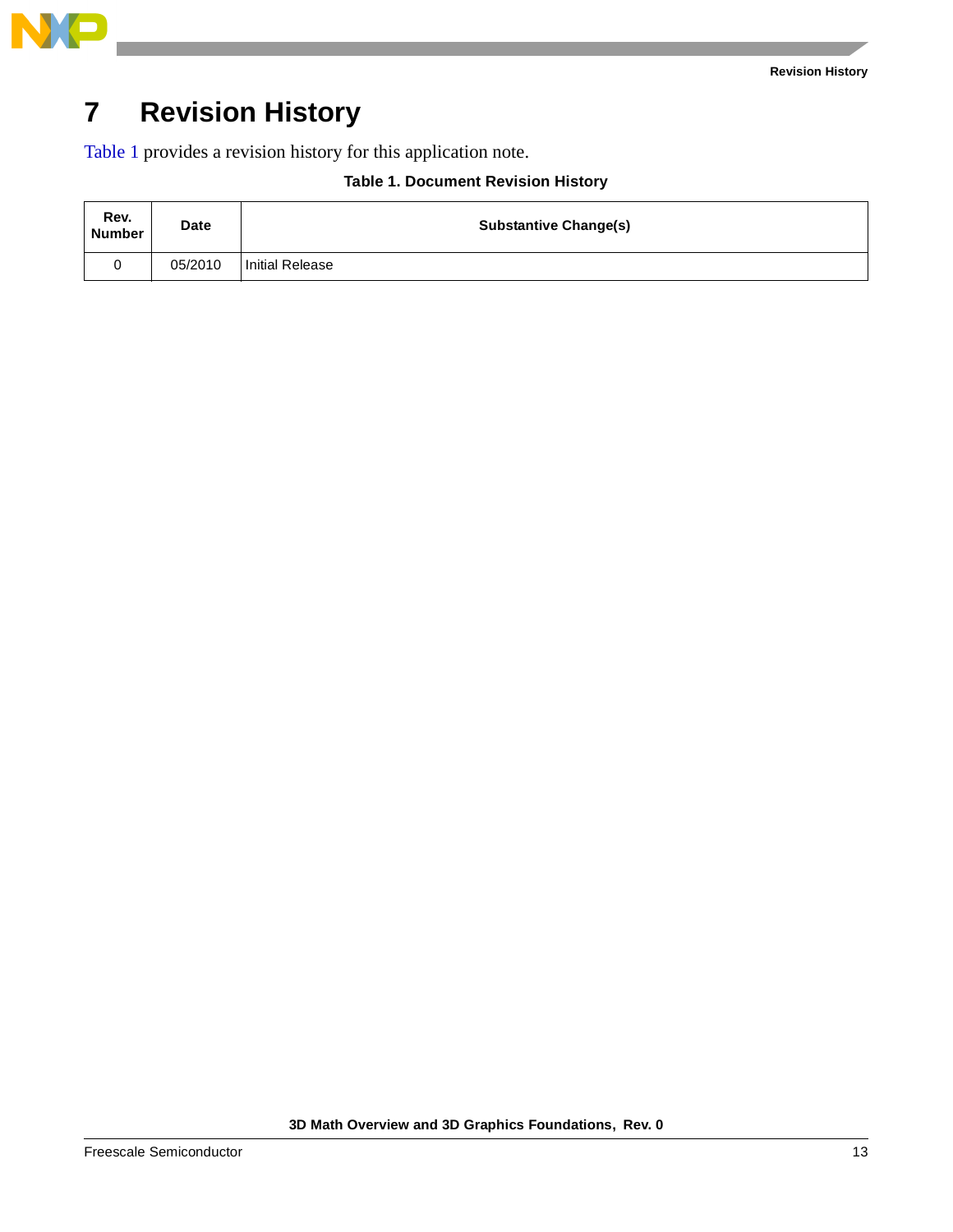# 7 Revision History

Table 1 provides a revision history for this application note.

**Table 1. Document Revision History**

| Rev. Number | Date | Substantive Change(s) |
|---|---|---|
| 0 | 05/2010 | Initial Release |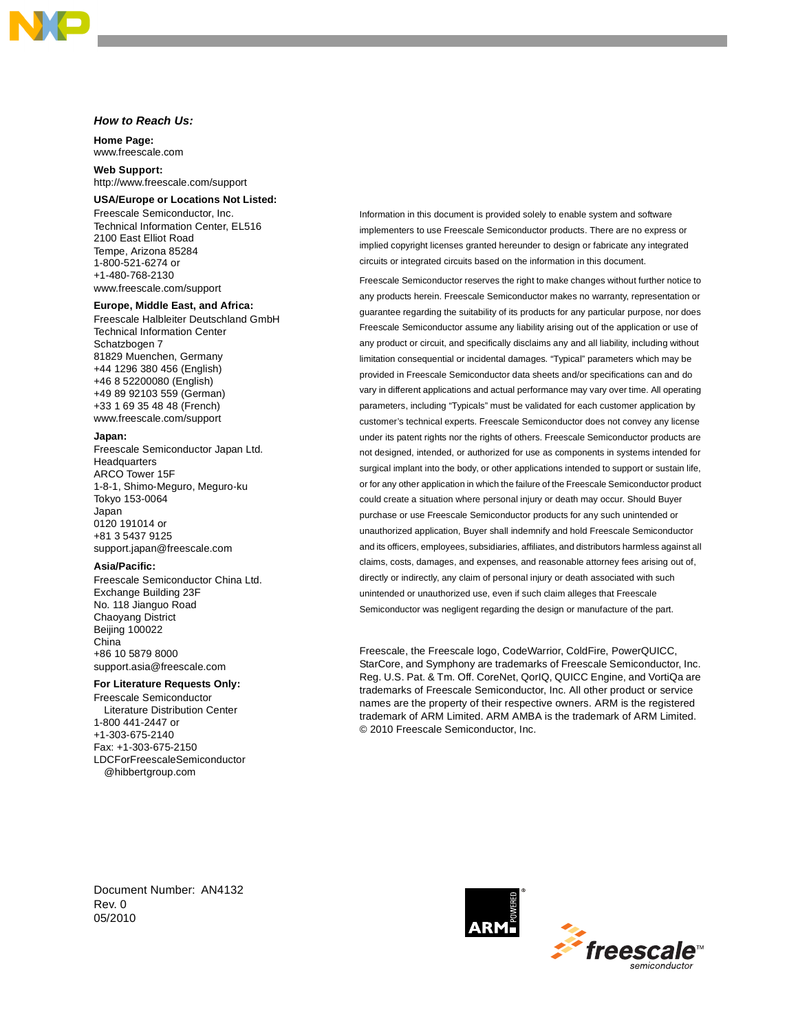***How to Reach Us:***

**Home Page:**
www.freescale.com

**Web Support:**
http://www.freescale.com/support

**USA/Europe or Locations Not Listed:**
Freescale Semiconductor, Inc.
Technical Information Center, EL516
2100 East Elliot Road
Tempe, Arizona 85284
1-800-521-6274 or
+1-480-768-2130
www.freescale.com/support

**Europe, Middle East, and Africa:**
Freescale Halbleiter Deutschland GmbH
Technical Information Center
Schatzbogen 7
81829 Muenchen, Germany
+44 1296 380 456 (English)
+46 8 52200080 (English)
+49 89 92103 559 (German)
+33 1 69 35 48 48 (French)
www.freescale.com/support

**Japan:**
Freescale Semiconductor Japan Ltd.
Headquarters
ARCO Tower 15F
1-8-1, Shimo-Meguro, Meguro-ku
Tokyo 153-0064
Japan
0120 191014 or
+81 3 5437 9125
support.japan@freescale.com

**Asia/Pacific:**
Freescale Semiconductor China Ltd.
Exchange Building 23F
No. 118 Jianguo Road
Chaoyang District
Beijing 100022
China
+86 10 5879 8000
support.asia@freescale.com

**For Literature Requests Only:**
Freescale Semiconductor
Literature Distribution Center
1-800 441-2447 or
+1-303-675-2140
Fax: +1-303-675-2150
LDCForFreescaleSemiconductor
@hibbertgroup.com

Information in this document is provided solely to enable system and software implementers to use Freescale Semiconductor products. There are no express or implied copyright licenses granted hereunder to design or fabricate any integrated circuits or integrated circuits based on the information in this document.

Freescale Semiconductor reserves the right to make changes without further notice to any products herein. Freescale Semiconductor makes no warranty, representation or guarantee regarding the suitability of its products for any particular purpose, nor does Freescale Semiconductor assume any liability arising out of the application or use of any product or circuit, and specifically disclaims any and all liability, including without limitation consequential or incidental damages. "Typical" parameters which may be provided in Freescale Semiconductor data sheets and/or specifications can and do vary in different applications and actual performance may vary over time. All operating parameters, including "Typicals" must be validated for each customer application by customer's technical experts. Freescale Semiconductor does not convey any license under its patent rights nor the rights of others. Freescale Semiconductor products are not designed, intended, or authorized for use as components in systems intended for surgical implant into the body, or other applications intended to support or sustain life, or for any other application in which the failure of the Freescale Semiconductor product could create a situation where personal injury or death may occur. Should Buyer purchase or use Freescale Semiconductor products for any such unintended or unauthorized application, Buyer shall indemnify and hold Freescale Semiconductor and its officers, employees, subsidiaries, affiliates, and distributors harmless against all claims, costs, damages, and expenses, and reasonable attorney fees arising out of, directly or indirectly, any claim of personal injury or death associated with such unintended or unauthorized use, even if such claim alleges that Freescale Semiconductor was negligent regarding the design or manufacture of the part.

Freescale, the Freescale logo, CodeWarrior, ColdFire, PowerQUICC, StarCore, and Symphony are trademarks of Freescale Semiconductor, Inc. Reg. U.S. Pat. & Tm. Off. CoreNet, QorIQ, QUICC Engine, and VortiQa are trademarks of Freescale Semiconductor, Inc. All other product or service names are the property of their respective owners. ARM is the registered trademark of ARM Limited. ARM AMBA is the trademark of ARM Limited.
© 2010 Freescale Semiconductor, Inc.

Document Number: AN4132
Rev. 0
05/2010